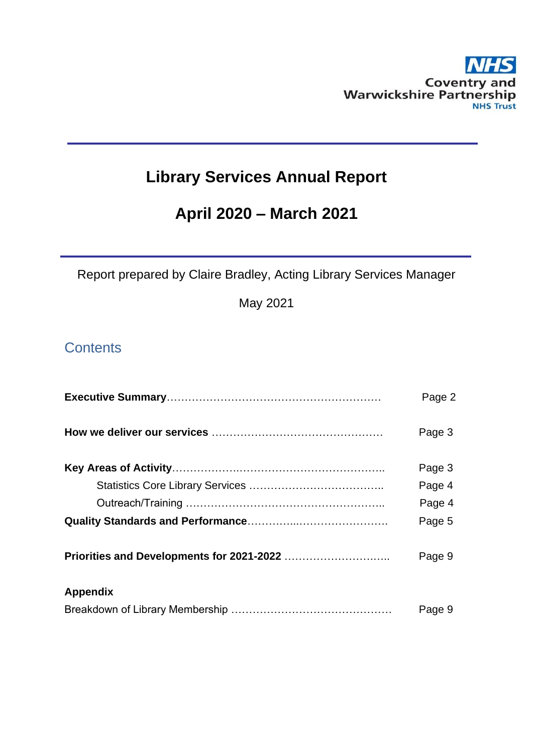NHS
Coventry and Warwickshire Partnership
NHS Trust

# Library Services Annual Report

## April 2020 – March 2021

Report prepared by Claire Bradley, Acting Library Services Manager

May 2021

## Contents

**Executive Summary**……………………………………………………… Page 2

**How we deliver our services** ………………………………………… Page 3

**Key Areas of Activity**…………………………………………………….. Page 3

Statistics Core Library Services ……………………………….. Page 4

Outreach/Training ……………………………………………….. Page 4

**Quality Standards and Performance**…………..……………………… Page 5

**Priorities and Developments for 2021-2022** ……………………….. Page 9

**Appendix**

Breakdown of Library Membership ……………………………………… Page 9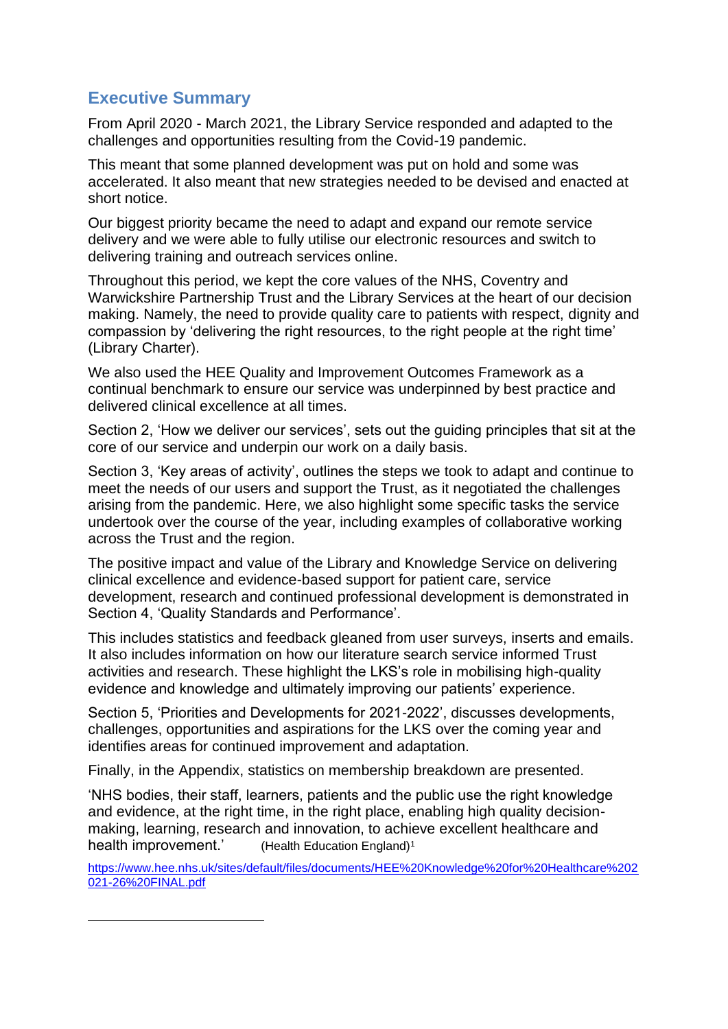## Executive Summary

From April 2020 - March 2021, the Library Service responded and adapted to the challenges and opportunities resulting from the Covid-19 pandemic.

This meant that some planned development was put on hold and some was accelerated. It also meant that new strategies needed to be devised and enacted at short notice.

Our biggest priority became the need to adapt and expand our remote service delivery and we were able to fully utilise our electronic resources and switch to delivering training and outreach services online.

Throughout this period, we kept the core values of the NHS, Coventry and Warwickshire Partnership Trust and the Library Services at the heart of our decision making. Namely, the need to provide quality care to patients with respect, dignity and compassion by 'delivering the right resources, to the right people at the right time' (Library Charter).

We also used the HEE Quality and Improvement Outcomes Framework as a continual benchmark to ensure our service was underpinned by best practice and delivered clinical excellence at all times.

Section 2, 'How we deliver our services', sets out the guiding principles that sit at the core of our service and underpin our work on a daily basis.

Section 3, 'Key areas of activity', outlines the steps we took to adapt and continue to meet the needs of our users and support the Trust, as it negotiated the challenges arising from the pandemic. Here, we also highlight some specific tasks the service undertook over the course of the year, including examples of collaborative working across the Trust and the region.

The positive impact and value of the Library and Knowledge Service on delivering clinical excellence and evidence-based support for patient care, service development, research and continued professional development is demonstrated in Section 4, 'Quality Standards and Performance'.

This includes statistics and feedback gleaned from user surveys, inserts and emails. It also includes information on how our literature search service informed Trust activities and research. These highlight the LKS's role in mobilising high-quality evidence and knowledge and ultimately improving our patients' experience.

Section 5, 'Priorities and Developments for 2021-2022', discusses developments, challenges, opportunities and aspirations for the LKS over the coming year and identifies areas for continued improvement and adaptation.

Finally, in the Appendix, statistics on membership breakdown are presented.

'NHS bodies, their staff, learners, patients and the public use the right knowledge and evidence, at the right time, in the right place, enabling high quality decision-making, learning, research and innovation, to achieve excellent healthcare and health improvement.' (Health Education England)[1]

[1] https://www.hee.nhs.uk/sites/default/files/documents/HEE%20Knowledge%20for%20Healthcare%202021-26%20FINAL.pdf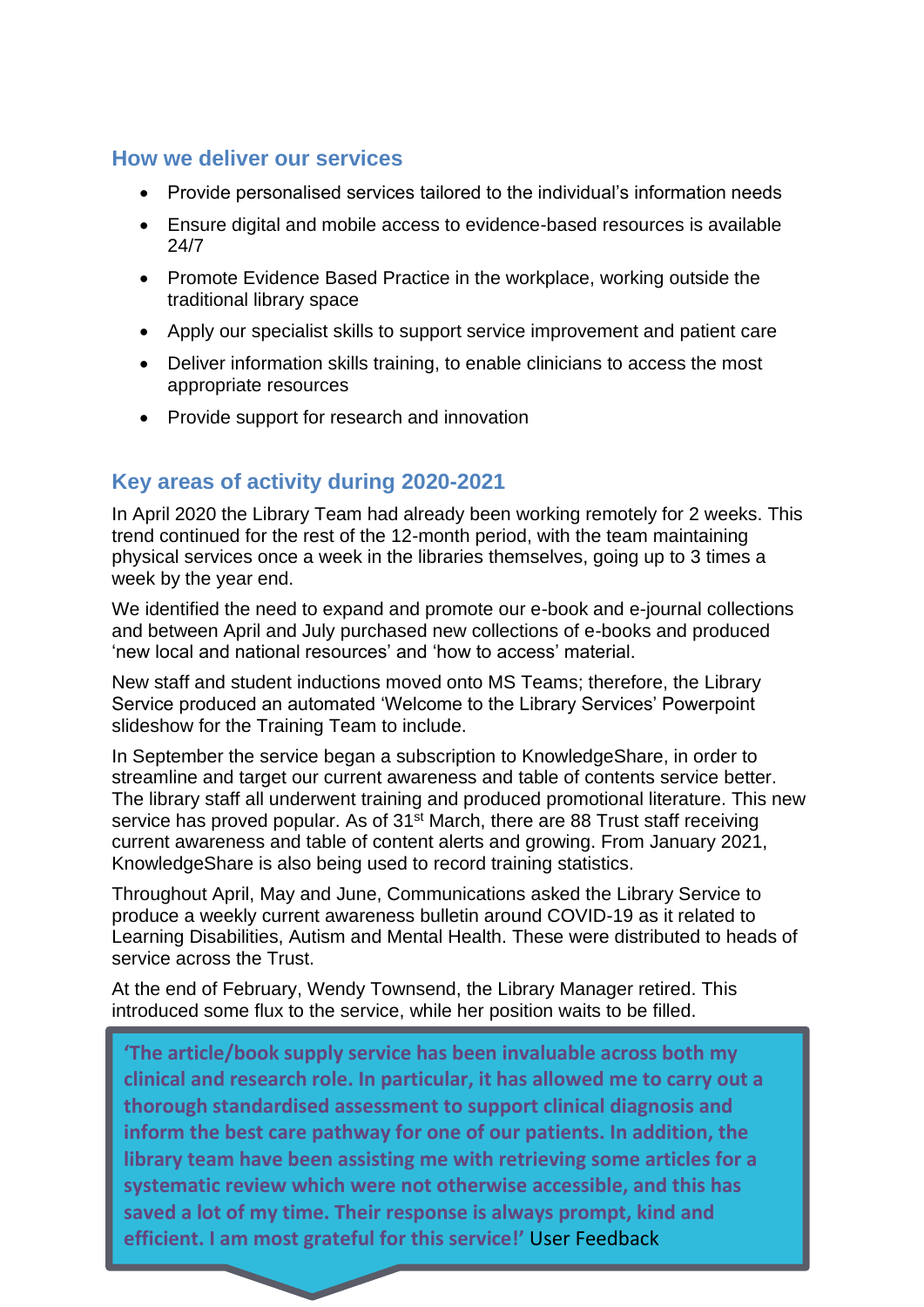## How we deliver our services

- Provide personalised services tailored to the individual's information needs
- Ensure digital and mobile access to evidence-based resources is available 24/7
- Promote Evidence Based Practice in the workplace, working outside the traditional library space
- Apply our specialist skills to support service improvement and patient care
- Deliver information skills training, to enable clinicians to access the most appropriate resources
- Provide support for research and innovation

## Key areas of activity during 2020-2021

In April 2020 the Library Team had already been working remotely for 2 weeks. This trend continued for the rest of the 12-month period, with the team maintaining physical services once a week in the libraries themselves, going up to 3 times a week by the year end.

We identified the need to expand and promote our e-book and e-journal collections and between April and July purchased new collections of e-books and produced 'new local and national resources' and 'how to access' material.

New staff and student inductions moved onto MS Teams; therefore, the Library Service produced an automated 'Welcome to the Library Services' Powerpoint slideshow for the Training Team to include.

In September the service began a subscription to KnowledgeShare, in order to streamline and target our current awareness and table of contents service better. The library staff all underwent training and produced promotional literature. This new service has proved popular. As of 31st March, there are 88 Trust staff receiving current awareness and table of content alerts and growing. From January 2021, KnowledgeShare is also being used to record training statistics.

Throughout April, May and June, Communications asked the Library Service to produce a weekly current awareness bulletin around COVID-19 as it related to Learning Disabilities, Autism and Mental Health. These were distributed to heads of service across the Trust.

At the end of February, Wendy Townsend, the Library Manager retired. This introduced some flux to the service, while her position waits to be filled.

> **'The article/book supply service has been invaluable across both my clinical and research role. In particular, it has allowed me to carry out a thorough standardised assessment to support clinical diagnosis and inform the best care pathway for one of our patients. In addition, the library team have been assisting me with retrieving some articles for a systematic review which were not otherwise accessible, and this has saved a lot of my time. Their response is always prompt, kind and efficient. I am most grateful for this service!'** User Feedback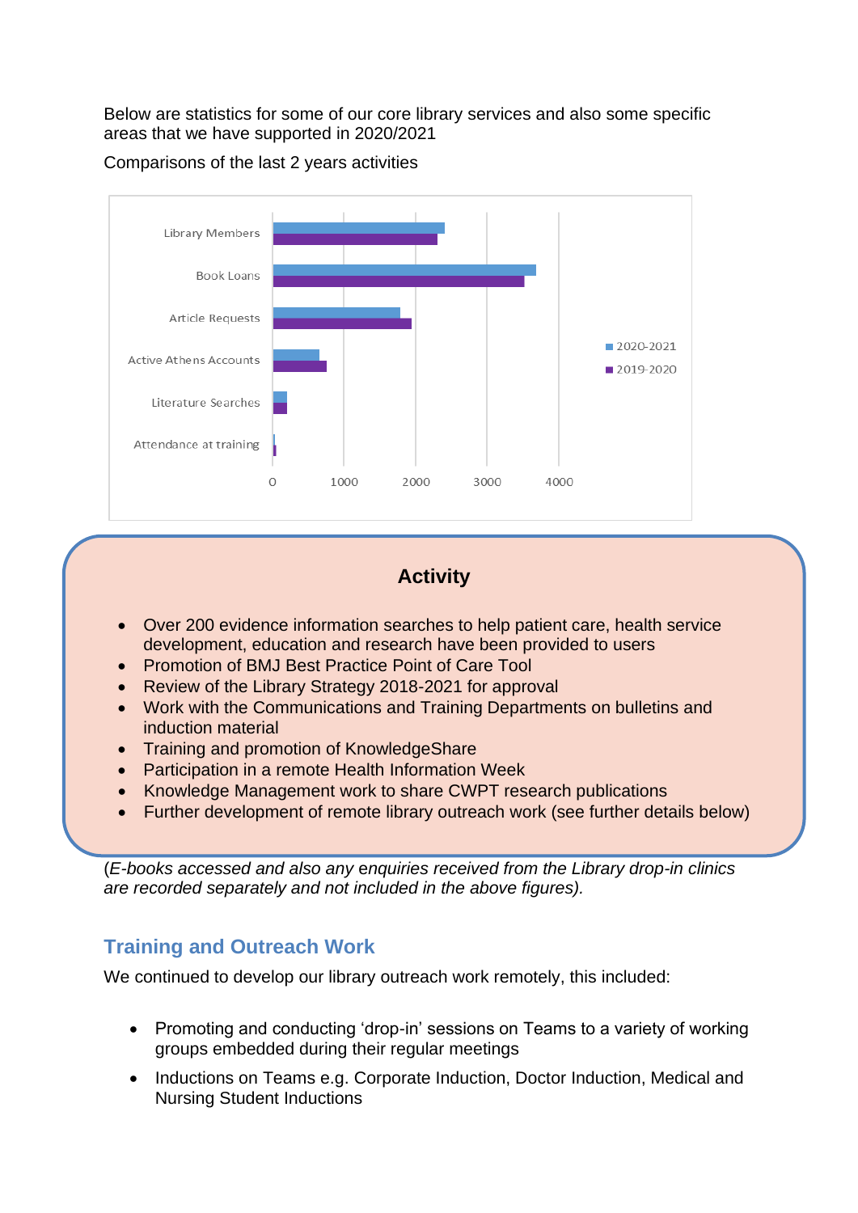Below are statistics for some of our core library services and also some specific areas that we have supported in 2020/2021

Comparisons of the last 2 years activities

Library Members

Book Loans

Article Requests

Active Athens Accounts

Literature Searches

Attendance at training

0 1000 2000 3000 4000

2020-2021
2019-2020

## Activity

- Over 200 evidence information searches to help patient care, health service development, education and research have been provided to users
- Promotion of BMJ Best Practice Point of Care Tool
- Review of the Library Strategy 2018-2021 for approval
- Work with the Communications and Training Departments on bulletins and induction material
- Training and promotion of KnowledgeShare
- Participation in a remote Health Information Week
- Knowledge Management work to share CWPT research publications
- Further development of remote library outreach work (see further details below)

(*E-books accessed and also any enquiries received from the Library drop-in clinics are recorded separately and not included in the above figures).*

## Training and Outreach Work

We continued to develop our library outreach work remotely, this included:

- Promoting and conducting 'drop-in' sessions on Teams to a variety of working groups embedded during their regular meetings
- Inductions on Teams e.g. Corporate Induction, Doctor Induction, Medical and Nursing Student Inductions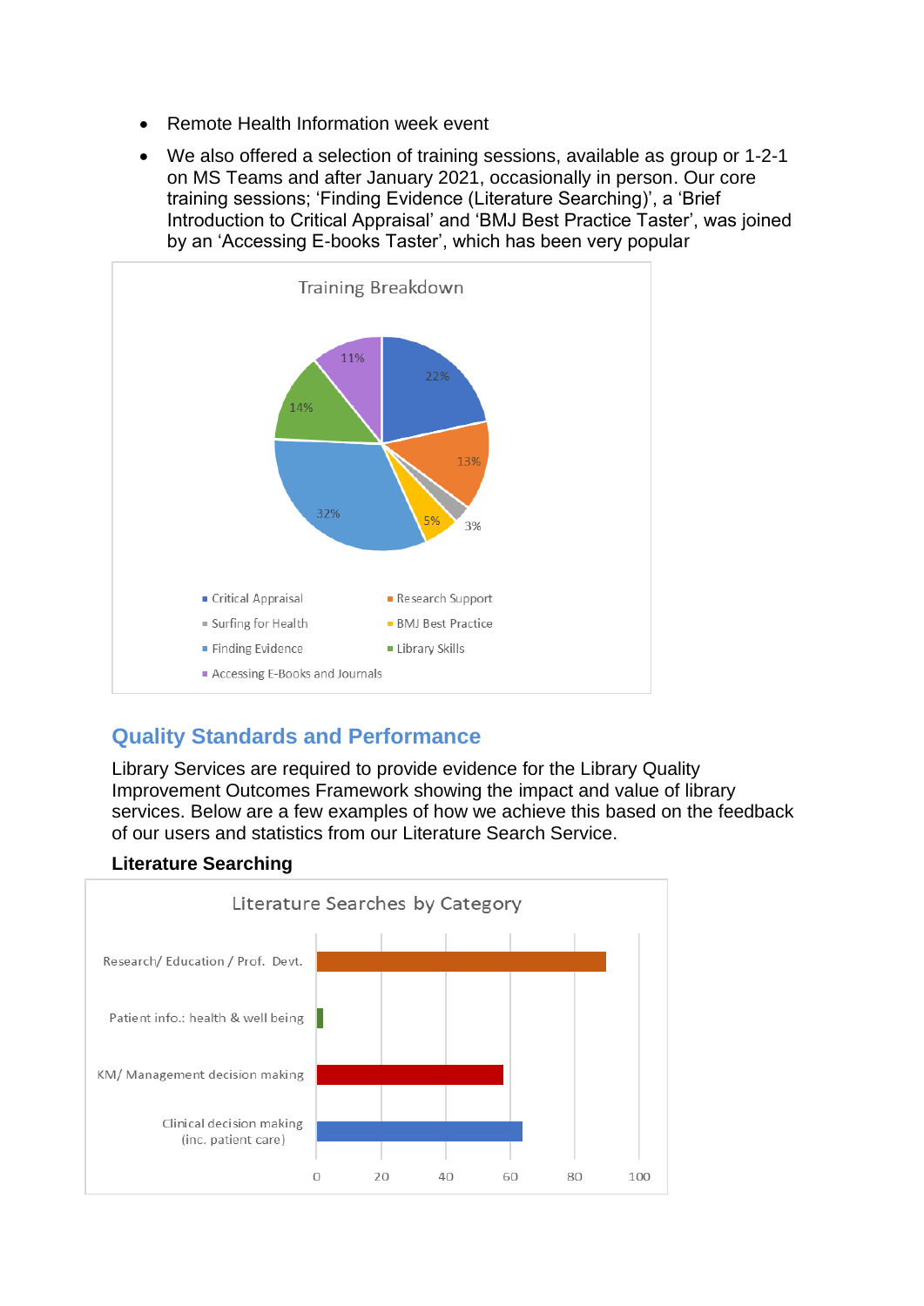- Remote Health Information week event
- We also offered a selection of training sessions, available as group or 1-2-1 on MS Teams and after January 2021, occasionally in person. Our core training sessions; 'Finding Evidence (Literature Searching)', a 'Brief Introduction to Critical Appraisal' and 'BMJ Best Practice Taster', was joined by an 'Accessing E-books Taster', which has been very popular

**Training Breakdown**

| Category | Percentage |
|---|---|
| Critical Appraisal | 22% |
| Research Support | 13% |
| Surfing for Health | 3% |
| BMJ Best Practice | 5% |
| Finding Evidence | 32% |
| Library Skills | 14% |
| Accessing E-Books and Journals | 11% |

## Quality Standards and Performance

Library Services are required to provide evidence for the Library Quality Improvement Outcomes Framework showing the impact and value of library services. Below are a few examples of how we achieve this based on the feedback of our users and statistics from our Literature Search Service.

**Literature Searching**

**Literature Searches by Category**

| Category |
|---|
| Research/ Education / Prof. Devt. |
| Patient info.: health & well being |
| KM/ Management decision making |
| Clinical decision making (inc. patient care) |

(Axis: 0, 20, 40, 60, 80, 100)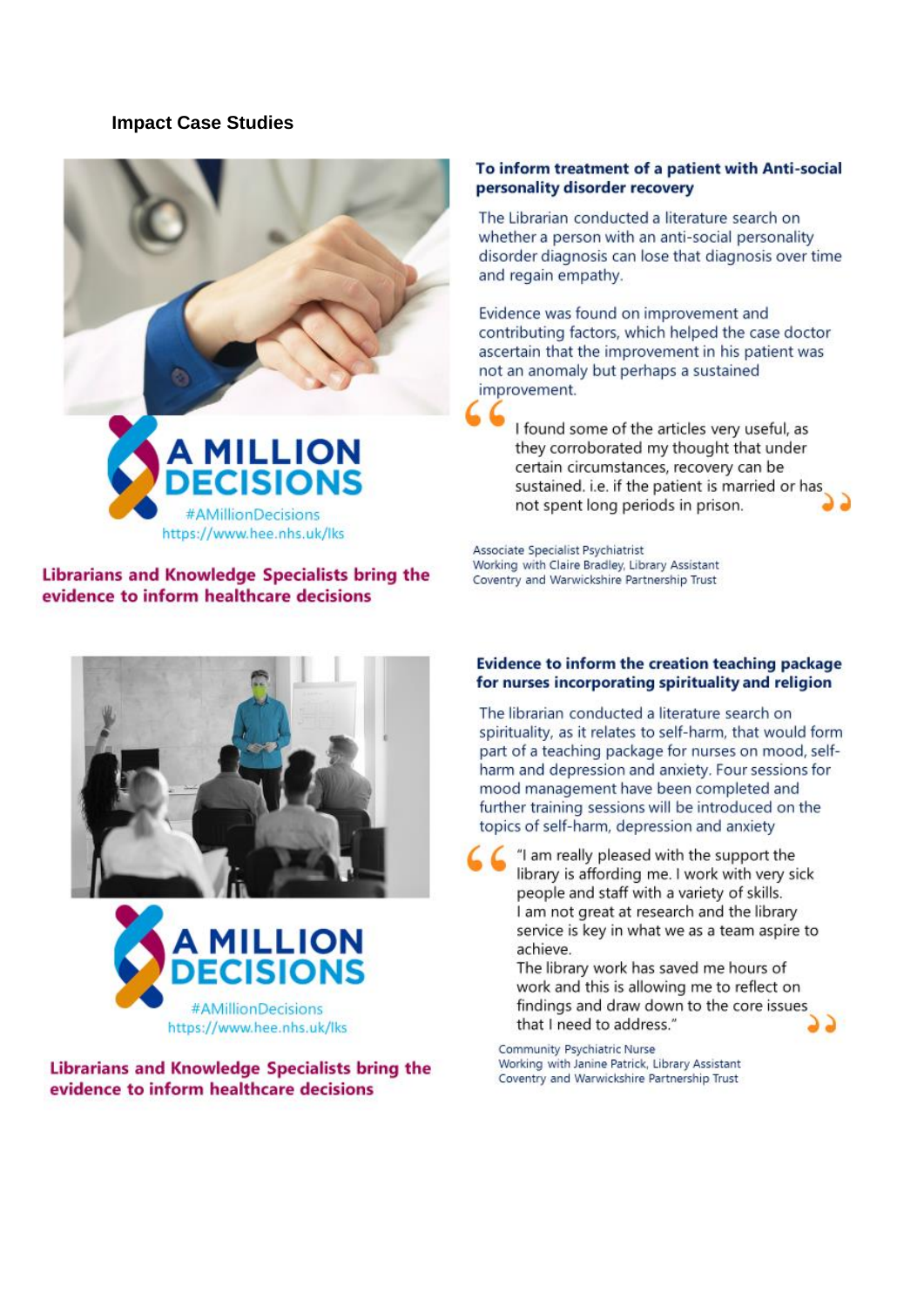## Impact Case Studies

A MILLION DECISIONS

#AMillionDecisions
https://www.hee.nhs.uk/lks

**Librarians and Knowledge Specialists bring the evidence to inform healthcare decisions**

### To inform treatment of a patient with Anti-social personality disorder recovery

The Librarian conducted a literature search on whether a person with an anti-social personality disorder diagnosis can lose that diagnosis over time and regain empathy.

Evidence was found on improvement and contributing factors, which helped the case doctor ascertain that the improvement in his patient was not an anomaly but perhaps a sustained improvement.

> I found some of the articles very useful, as they corroborated my thought that under certain circumstances, recovery can be sustained. i.e. if the patient is married or has not spent long periods in prison.

Associate Specialist Psychiatrist
Working with Claire Bradley, Library Assistant
Coventry and Warwickshire Partnership Trust

A MILLION DECISIONS

#AMillionDecisions
https://www.hee.nhs.uk/lks

**Librarians and Knowledge Specialists bring the evidence to inform healthcare decisions**

### Evidence to inform the creation teaching package for nurses incorporating spirituality and religion

The librarian conducted a literature search on spirituality, as it relates to self-harm, that would form part of a teaching package for nurses on mood, self-harm and depression and anxiety. Four sessions for mood management have been completed and further training sessions will be introduced on the topics of self-harm, depression and anxiety

> "I am really pleased with the support the library is affording me. I work with very sick people and staff with a variety of skills.
> I am not great at research and the library service is key in what we as a team aspire to achieve.
> The library work has saved me hours of work and this is allowing me to reflect on findings and draw down to the core issues that I need to address."

Community Psychiatric Nurse
Working with Janine Patrick, Library Assistant
Coventry and Warwickshire Partnership Trust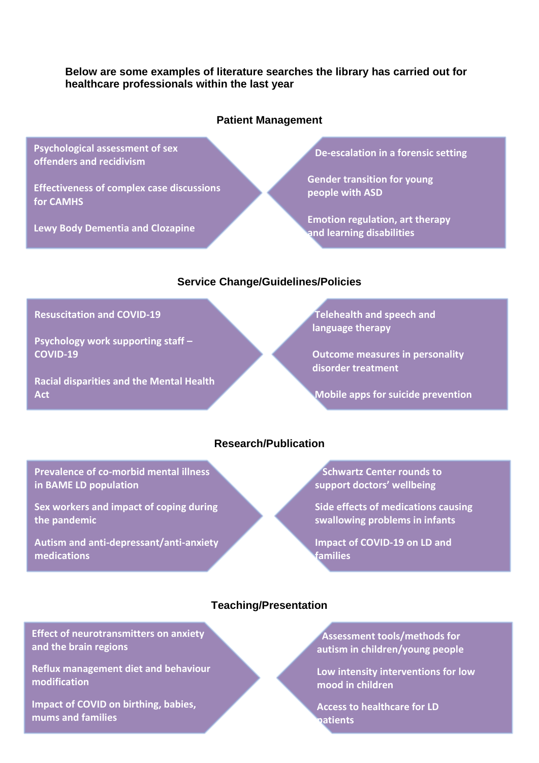**Below are some examples of literature searches the library has carried out for healthcare professionals within the last year**

## Patient Management

- Psychological assessment of sex offenders and recidivism
- Effectiveness of complex case discussions for CAMHS
- Lewy Body Dementia and Clozapine
- De-escalation in a forensic setting
- Gender transition for young people with ASD
- Emotion regulation, art therapy and learning disabilities

## Service Change/Guidelines/Policies

- Resuscitation and COVID-19
- Psychology work supporting staff – COVID-19
- Racial disparities and the Mental Health Act
- Telehealth and speech and language therapy
- Outcome measures in personality disorder treatment
- Mobile apps for suicide prevention

## Research/Publication

- Prevalence of co-morbid mental illness in BAME LD population
- Sex workers and impact of coping during the pandemic
- Autism and anti-depressant/anti-anxiety medications
- Schwartz Center rounds to support doctors' wellbeing
- Side effects of medications causing swallowing problems in infants
- Impact of COVID-19 on LD and families

## Teaching/Presentation

- Effect of neurotransmitters on anxiety and the brain regions
- Reflux management diet and behaviour modification
- Impact of COVID on birthing, babies, mums and families
- Assessment tools/methods for autism in children/young people
- Low intensity interventions for low mood in children
- Access to healthcare for LD patients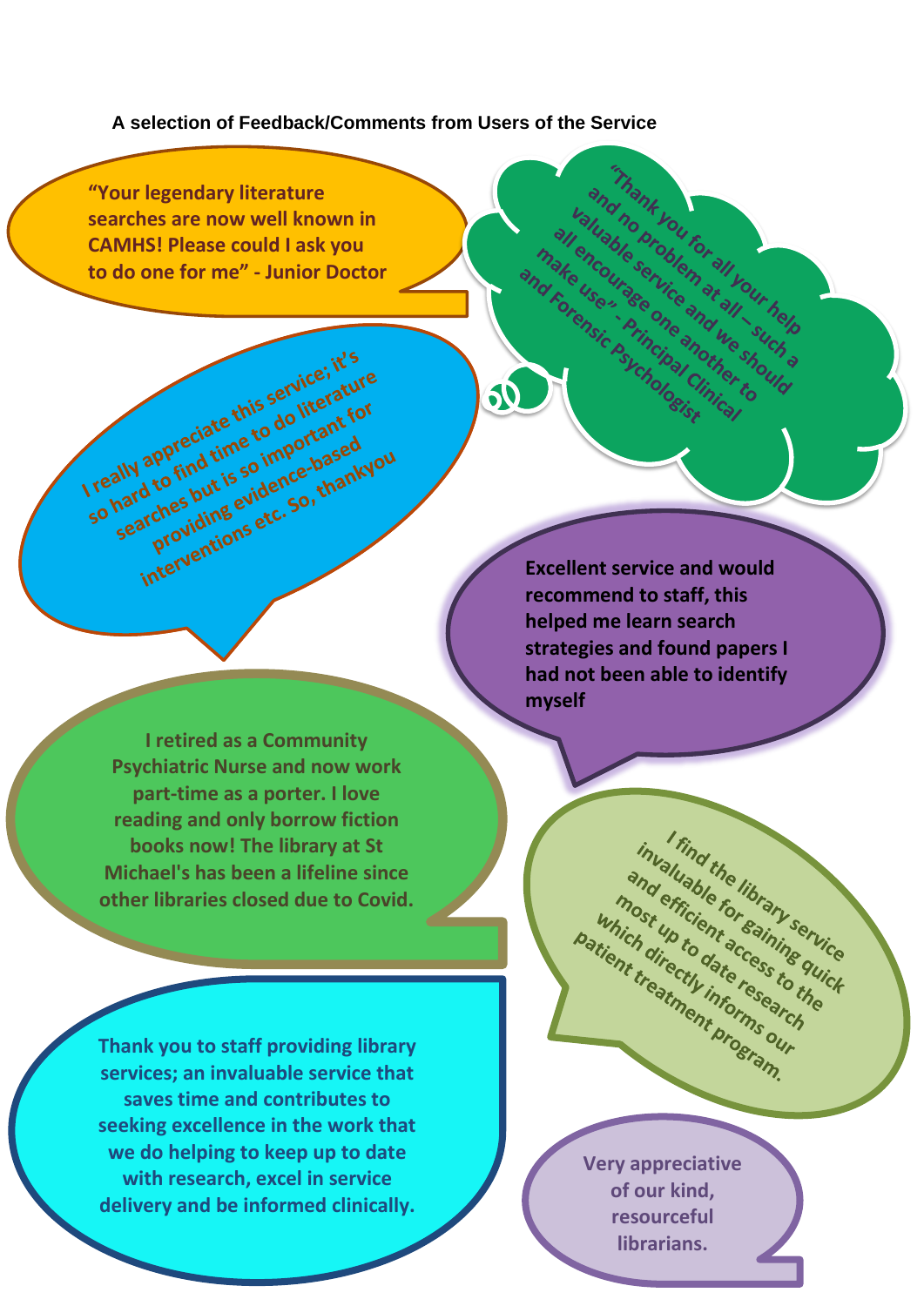**A selection of Feedback/Comments from Users of the Service**

"Your legendary literature searches are now well known in CAMHS! Please could I ask you to do one for me" - Junior Doctor

"Thank you for all your help and no problem at all – such a valuable service and we should all encourage one another to make use" - Principal Clinical and Forensic Psychologist

I really appreciate this service; it's so hard to find time to do literature searches but is so important for providing evidence-based interventions etc. So, thankyou

Excellent service and would recommend to staff, this helped me learn search strategies and found papers I had not been able to identify myself

I retired as a Community Psychiatric Nurse and now work part-time as a porter. I love reading and only borrow fiction books now! The library at St Michael's has been a lifeline since other libraries closed due to Covid.

I find the library service invaluable for gaining quick and efficient access to the most up to date research which directly informs our patient treatment program.

Thank you to staff providing library services; an invaluable service that saves time and contributes to seeking excellence in the work that we do helping to keep up to date with research, excel in service delivery and be informed clinically.

Very appreciative of our kind, resourceful librarians.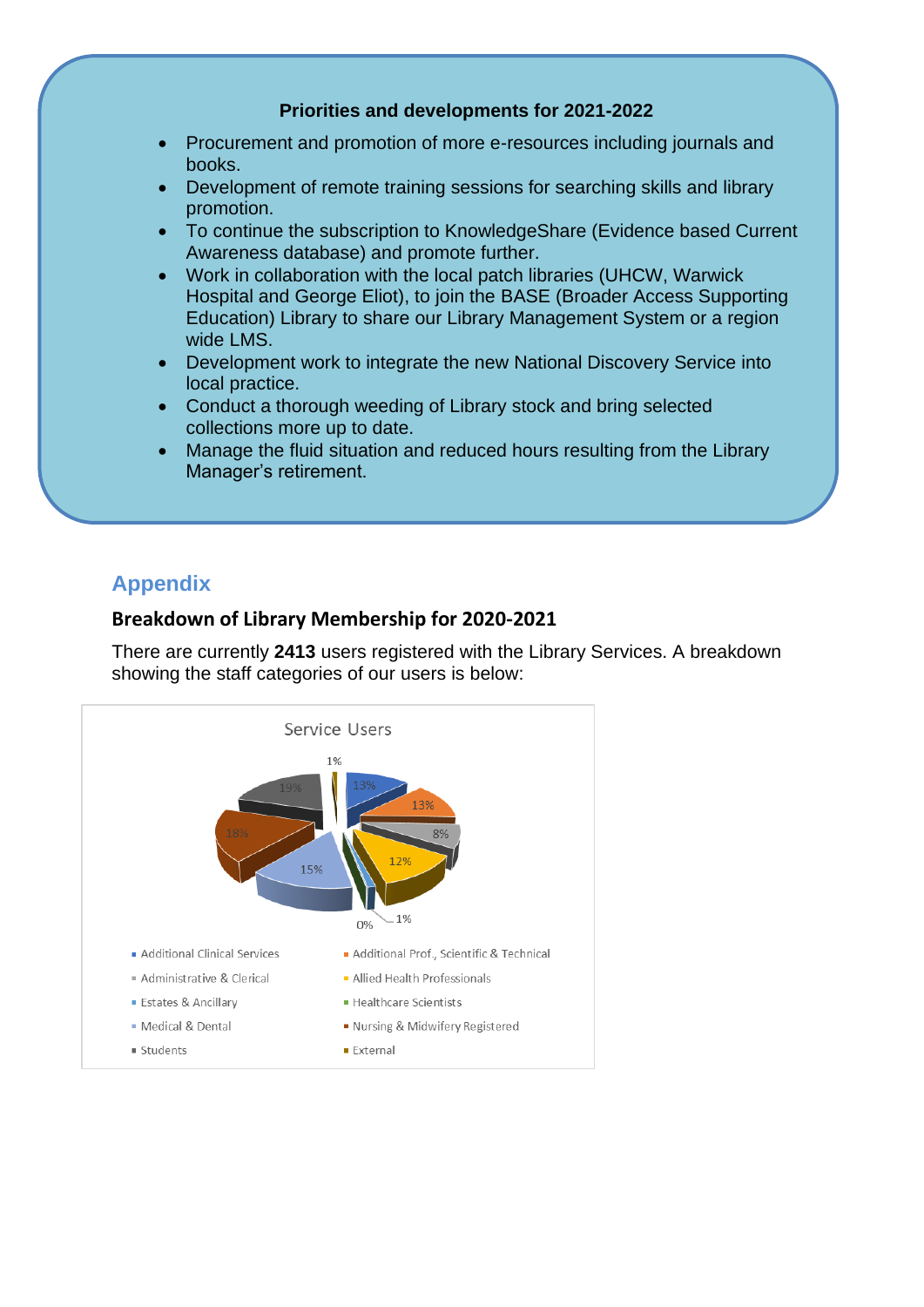**Priorities and developments for 2021-2022**

- Procurement and promotion of more e-resources including journals and books.
- Development of remote training sessions for searching skills and library promotion.
- To continue the subscription to KnowledgeShare (Evidence based Current Awareness database) and promote further.
- Work in collaboration with the local patch libraries (UHCW, Warwick Hospital and George Eliot), to join the BASE (Broader Access Supporting Education) Library to share our Library Management System or a region wide LMS.
- Development work to integrate the new National Discovery Service into local practice.
- Conduct a thorough weeding of Library stock and bring selected collections more up to date.
- Manage the fluid situation and reduced hours resulting from the Library Manager's retirement.

## Appendix

### Breakdown of Library Membership for 2020-2021

There are currently **2413** users registered with the Library Services. A breakdown showing the staff categories of our users is below:

Service Users

1%
13%
13%
8%
12%
1%
0%
15%
18%
19%

Additional Clinical Services
Additional Prof., Scientific & Technical
Administrative & Clerical
Allied Health Professionals
Estates & Ancillary
Healthcare Scientists
Medical & Dental
Nursing & Midwifery Registered
Students
External